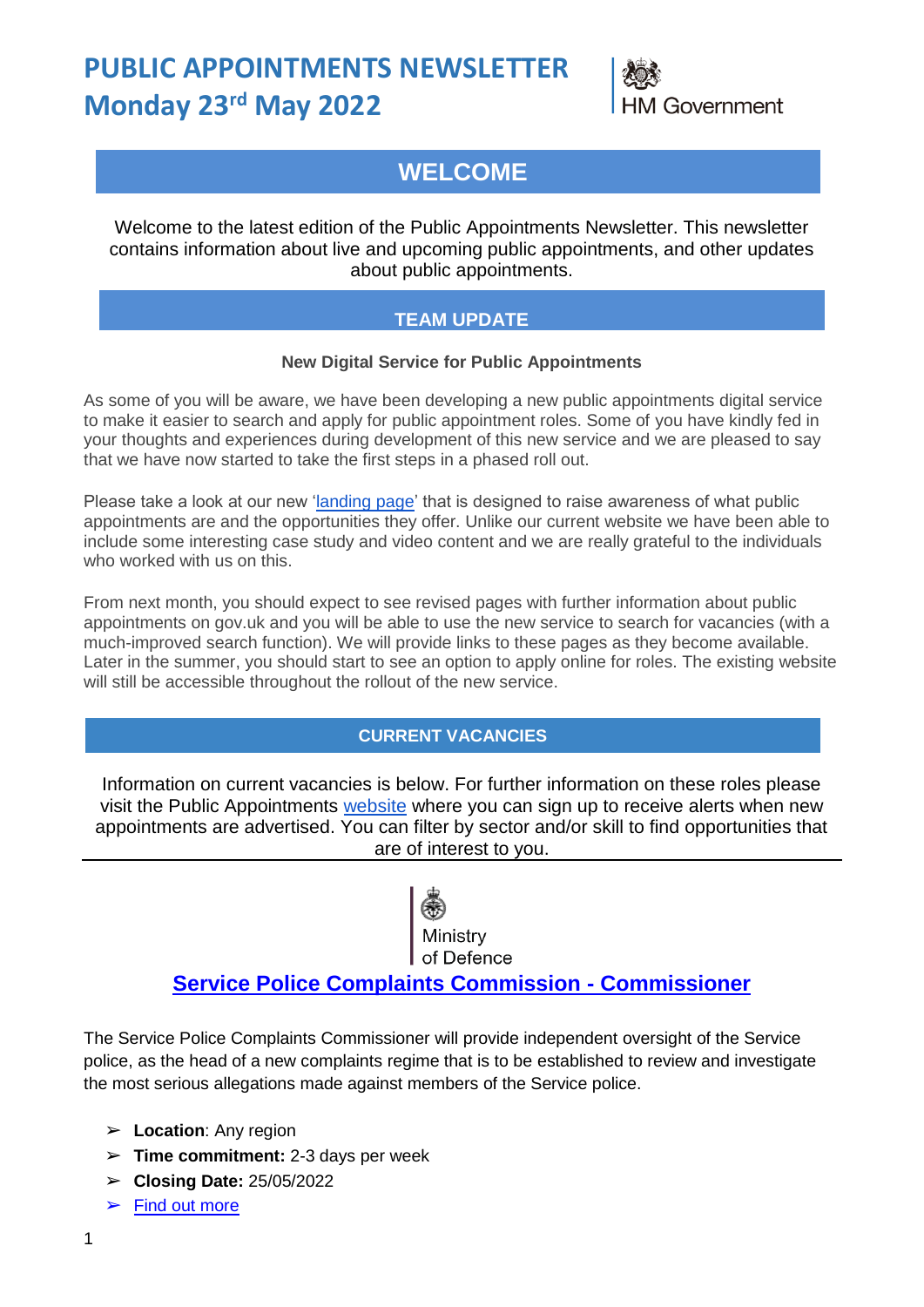# PUBLIC APPOINTMENTS NEWSLETTER
# Monday 23rd May 2022

HM Government

## WELCOME

Welcome to the latest edition of the Public Appointments Newsletter. This newsletter contains information about live and upcoming public appointments, and other updates about public appointments.

## TEAM UPDATE

### New Digital Service for Public Appointments

As some of you will be aware, we have been developing a new public appointments digital service to make it easier to search and apply for public appointment roles. Some of you have kindly fed in your thoughts and experiences during development of this new service and we are pleased to say that we have now started to take the first steps in a phased roll out.

Please take a look at our new 'landing page' that is designed to raise awareness of what public appointments are and the opportunities they offer. Unlike our current website we have been able to include some interesting case study and video content and we are really grateful to the individuals who worked with us on this.

From next month, you should expect to see revised pages with further information about public appointments on gov.uk and you will be able to use the new service to search for vacancies (with a much-improved search function). We will provide links to these pages as they become available. Later in the summer, you should start to see an option to apply online for roles. The existing website will still be accessible throughout the rollout of the new service.

## CURRENT VACANCIES

Information on current vacancies is below. For further information on these roles please visit the Public Appointments website where you can sign up to receive alerts when new appointments are advertised. You can filter by sector and/or skill to find opportunities that are of interest to you.

---

Ministry of Defence

### Service Police Complaints Commission - Commissioner

The Service Police Complaints Commissioner will provide independent oversight of the Service police, as the head of a new complaints regime that is to be established to review and investigate the most serious allegations made against members of the Service police.

- **Location**: Any region
- **Time commitment:** 2-3 days per week
- **Closing Date:** 25/05/2022
- Find out more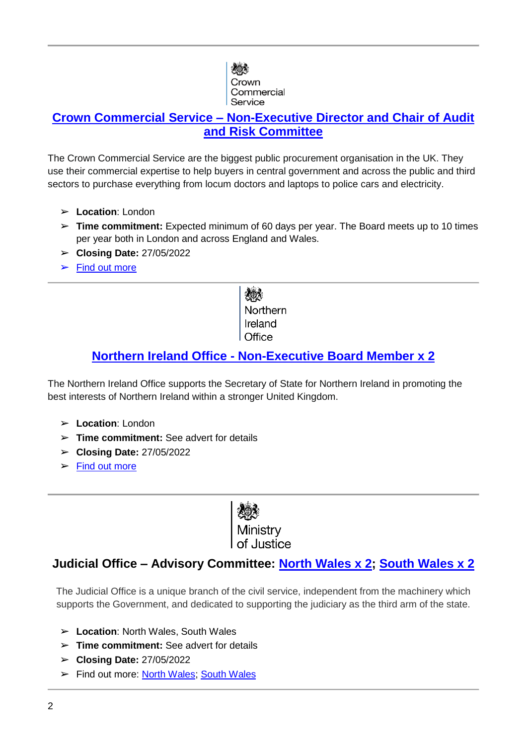Crown Commercial Service

## Crown Commercial Service – Non-Executive Director and Chair of Audit and Risk Committee

The Crown Commercial Service are the biggest public procurement organisation in the UK. They use their commercial expertise to help buyers in central government and across the public and third sectors to purchase everything from locum doctors and laptops to police cars and electricity.

- **Location**: London
- **Time commitment:** Expected minimum of 60 days per year. The Board meets up to 10 times per year both in London and across England and Wales.
- **Closing Date:** 27/05/2022
- Find out more

---

Northern Ireland Office

## Northern Ireland Office - Non-Executive Board Member x 2

The Northern Ireland Office supports the Secretary of State for Northern Ireland in promoting the best interests of Northern Ireland within a stronger United Kingdom.

- **Location**: London
- **Time commitment:** See advert for details
- **Closing Date:** 27/05/2022
- Find out more

---

Ministry of Justice

## Judicial Office – Advisory Committee: North Wales x 2; South Wales x 2

The Judicial Office is a unique branch of the civil service, independent from the machinery which supports the Government, and dedicated to supporting the judiciary as the third arm of the state.

- **Location**: North Wales, South Wales
- **Time commitment:** See advert for details
- **Closing Date:** 27/05/2022
- Find out more: North Wales; South Wales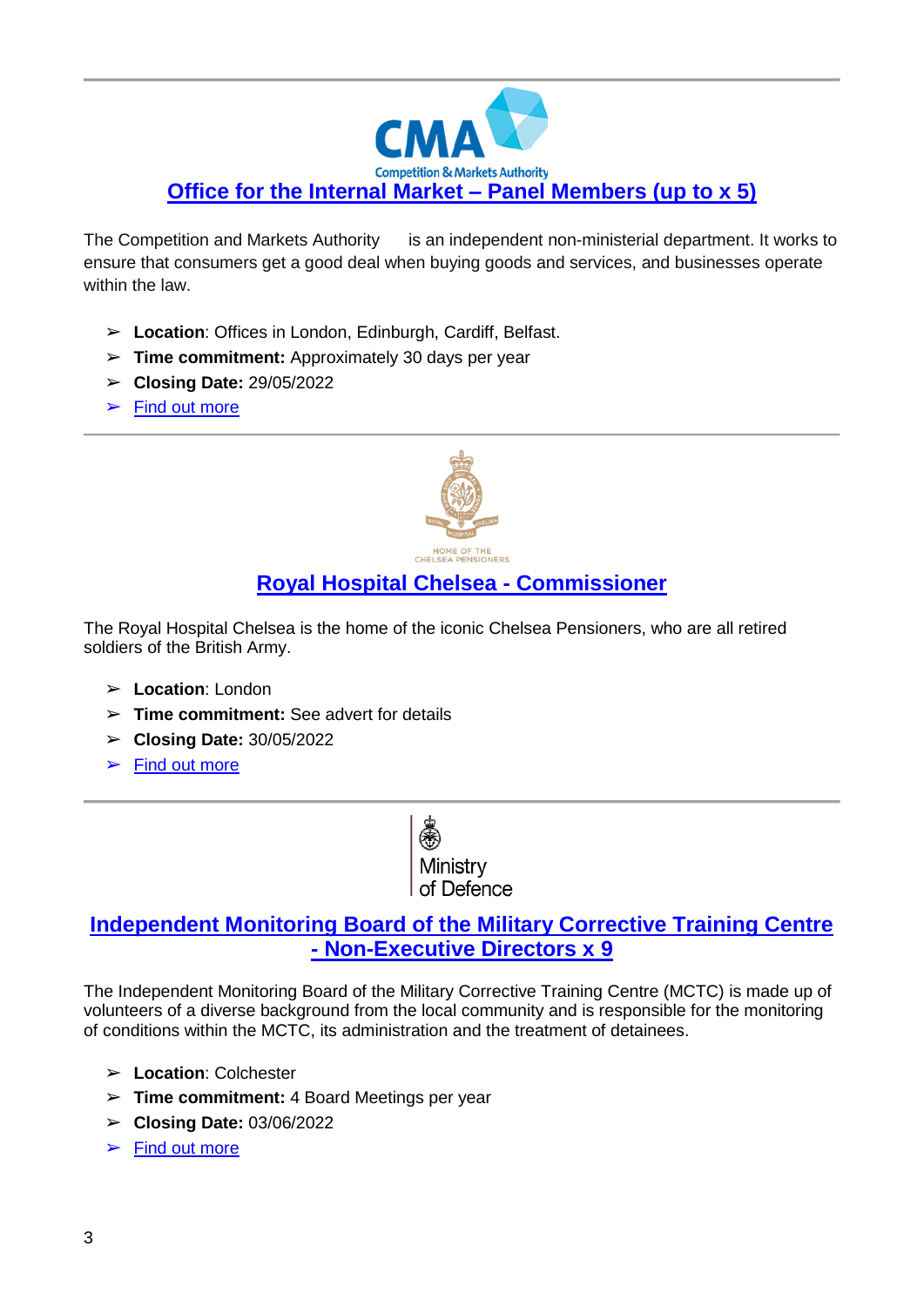## [Office for the Internal Market – Panel Members (up to x 5)]

The Competition and Markets Authority is an independent non-ministerial department. It works to ensure that consumers get a good deal when buying goods and services, and businesses operate within the law.

- **Location**: Offices in London, Edinburgh, Cardiff, Belfast.
- **Time commitment:** Approximately 30 days per year
- **Closing Date:** 29/05/2022
- Find out more

---

## Royal Hospital Chelsea - Commissioner

The Royal Hospital Chelsea is the home of the iconic Chelsea Pensioners, who are all retired soldiers of the British Army.

- **Location**: London
- **Time commitment:** See advert for details
- **Closing Date:** 30/05/2022
- Find out more

---

## Independent Monitoring Board of the Military Corrective Training Centre - Non-Executive Directors x 9

The Independent Monitoring Board of the Military Corrective Training Centre (MCTC) is made up of volunteers of a diverse background from the local community and is responsible for the monitoring of conditions within the MCTC, its administration and the treatment of detainees.

- **Location**: Colchester
- **Time commitment:** 4 Board Meetings per year
- **Closing Date:** 03/06/2022
- Find out more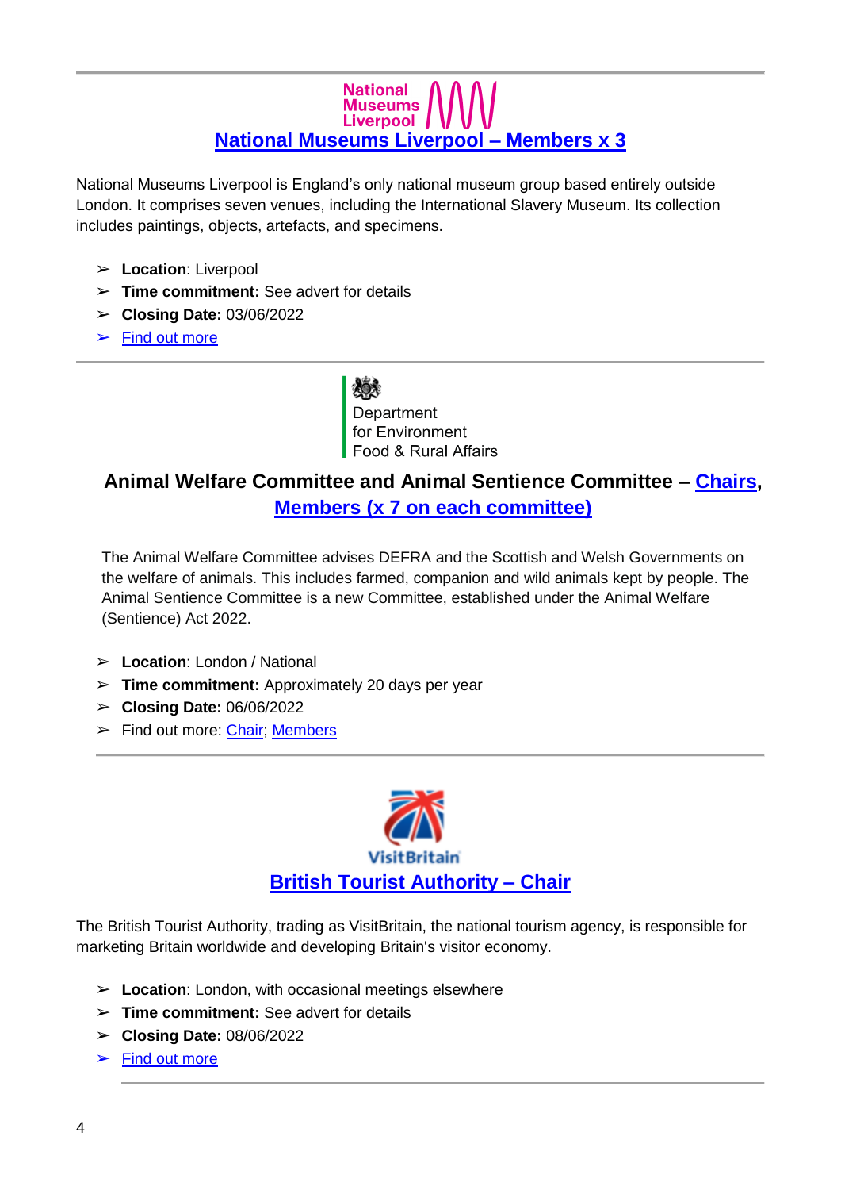---

## National Museums Liverpool – Members x 3

National Museums Liverpool is England's only national museum group based entirely outside London. It comprises seven venues, including the International Slavery Museum. Its collection includes paintings, objects, artefacts, and specimens.

- **Location**: Liverpool
- **Time commitment:** See advert for details
- **Closing Date:** 03/06/2022
- Find out more

---

Department for Environment Food & Rural Affairs

## Animal Welfare Committee and Animal Sentience Committee – Chairs, Members (x 7 on each committee)

The Animal Welfare Committee advises DEFRA and the Scottish and Welsh Governments on the welfare of animals. This includes farmed, companion and wild animals kept by people. The Animal Sentience Committee is a new Committee, established under the Animal Welfare (Sentience) Act 2022.

- **Location**: London / National
- **Time commitment:** Approximately 20 days per year
- **Closing Date:** 06/06/2022
- Find out more: Chair; Members

---

VisitBritain

## British Tourist Authority – Chair

The British Tourist Authority, trading as VisitBritain, the national tourism agency, is responsible for marketing Britain worldwide and developing Britain's visitor economy.

- **Location**: London, with occasional meetings elsewhere
- **Time commitment:** See advert for details
- **Closing Date:** 08/06/2022
- Find out more

---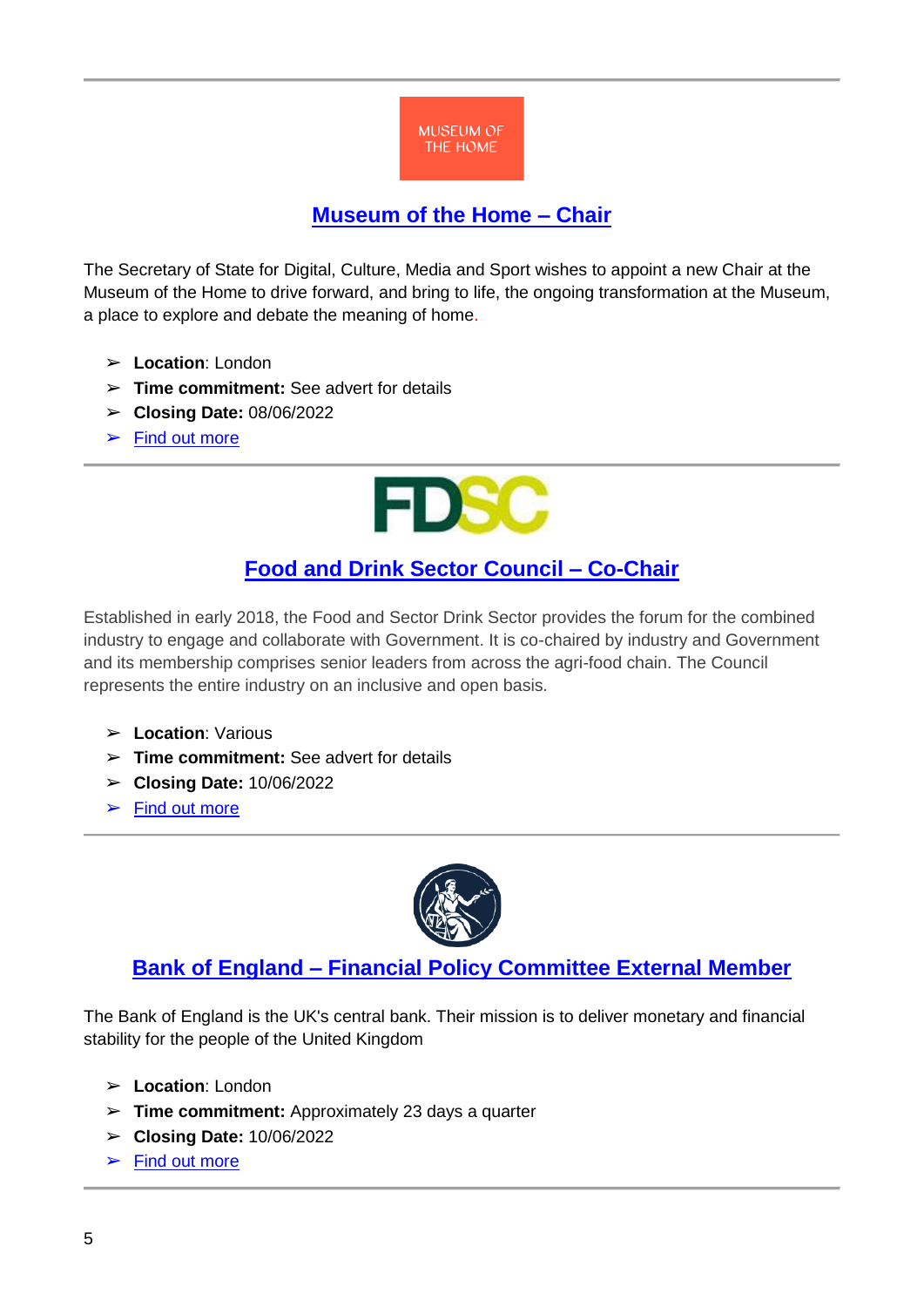---

## Museum of the Home – Chair

The Secretary of State for Digital, Culture, Media and Sport wishes to appoint a new Chair at the Museum of the Home to drive forward, and bring to life, the ongoing transformation at the Museum, a place to explore and debate the meaning of home.

- **Location**: London
- **Time commitment:** See advert for details
- **Closing Date:** 08/06/2022
- Find out more

---

## Food and Drink Sector Council – Co-Chair

Established in early 2018, the Food and Sector Drink Sector provides the forum for the combined industry to engage and collaborate with Government. It is co-chaired by industry and Government and its membership comprises senior leaders from across the agri-food chain. The Council represents the entire industry on an inclusive and open basis.

- **Location**: Various
- **Time commitment:** See advert for details
- **Closing Date:** 10/06/2022
- Find out more

---

## Bank of England – Financial Policy Committee External Member

The Bank of England is the UK's central bank. Their mission is to deliver monetary and financial stability for the people of the United Kingdom

- **Location**: London
- **Time commitment:** Approximately 23 days a quarter
- **Closing Date:** 10/06/2022
- Find out more

---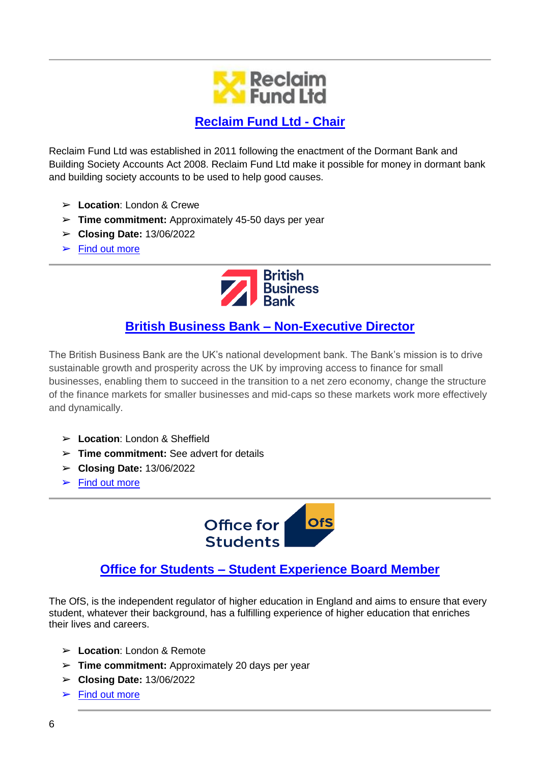## Reclaim Fund Ltd - Chair

Reclaim Fund Ltd was established in 2011 following the enactment of the Dormant Bank and Building Society Accounts Act 2008. Reclaim Fund Ltd make it possible for money in dormant bank and building society accounts to be used to help good causes.

- **Location**: London & Crewe
- **Time commitment:** Approximately 45-50 days per year
- **Closing Date:** 13/06/2022
- Find out more

---

## British Business Bank – Non-Executive Director

The British Business Bank are the UK's national development bank. The Bank's mission is to drive sustainable growth and prosperity across the UK by improving access to finance for small businesses, enabling them to succeed in the transition to a net zero economy, change the structure of the finance markets for smaller businesses and mid-caps so these markets work more effectively and dynamically.

- **Location**: London & Sheffield
- **Time commitment:** See advert for details
- **Closing Date:** 13/06/2022
- Find out more

---

## Office for Students – Student Experience Board Member

The OfS, is the independent regulator of higher education in England and aims to ensure that every student, whatever their background, has a fulfilling experience of higher education that enriches their lives and careers.

- **Location**: London & Remote
- **Time commitment:** Approximately 20 days per year
- **Closing Date:** 13/06/2022
- Find out more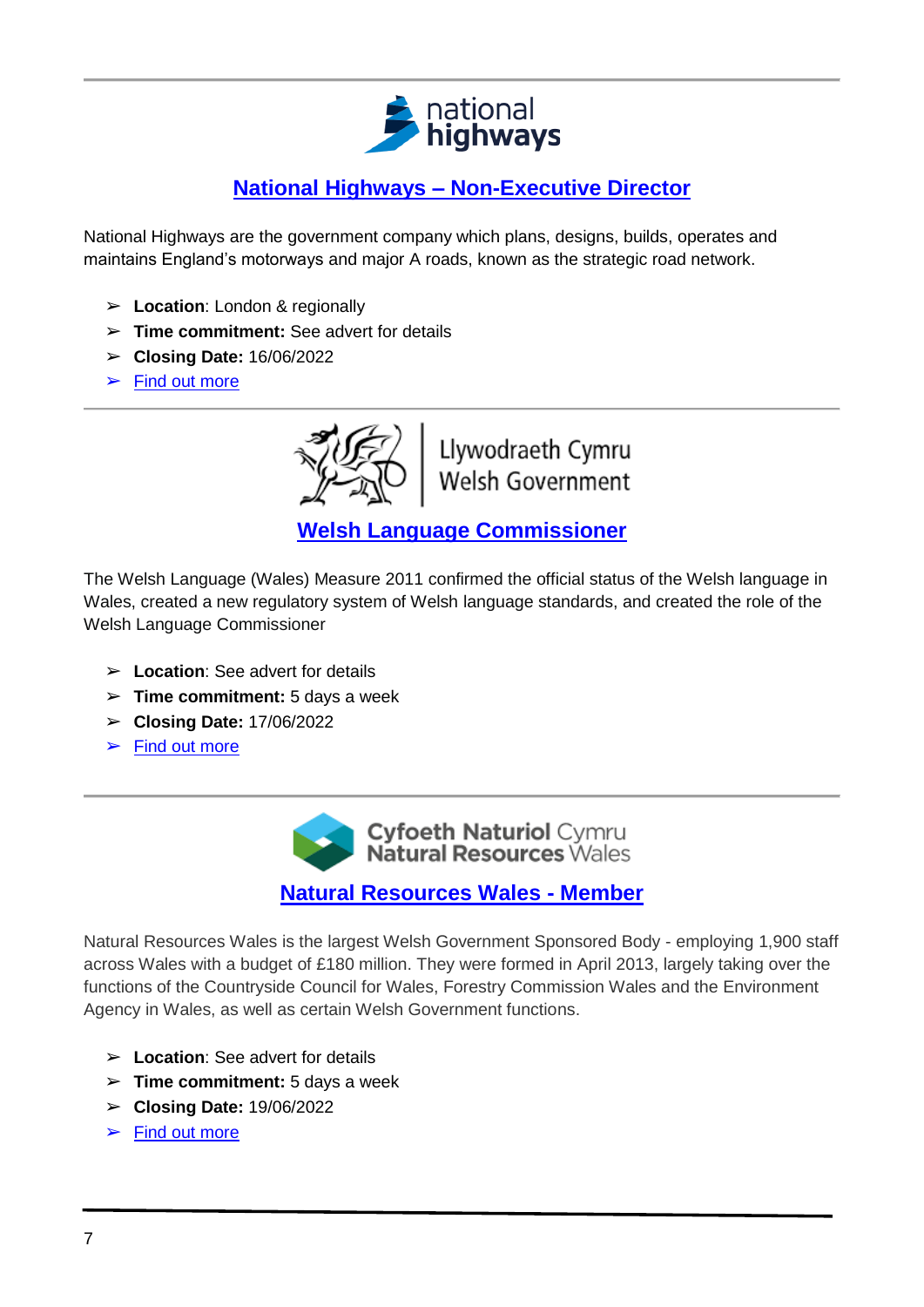## National Highways – Non-Executive Director

National Highways are the government company which plans, designs, builds, operates and maintains England's motorways and major A roads, known as the strategic road network.

- **Location**: London & regionally
- **Time commitment:** See advent for details
- **Closing Date:** 16/06/2022
- Find out more

## Welsh Language Commissioner

The Welsh Language (Wales) Measure 2011 confirmed the official status of the Welsh language in Wales, created a new regulatory system of Welsh language standards, and created the role of the Welsh Language Commissioner

- **Location**: See advert for details
- **Time commitment:** 5 days a week
- **Closing Date:** 17/06/2022
- Find out more

## Natural Resources Wales - Member

Natural Resources Wales is the largest Welsh Government Sponsored Body - employing 1,900 staff across Wales with a budget of £180 million. They were formed in April 2013, largely taking over the functions of the Countryside Council for Wales, Forestry Commission Wales and the Environment Agency in Wales, as well as certain Welsh Government functions.

- **Location**: See advert for details
- **Time commitment:** 5 days a week
- **Closing Date:** 19/06/2022
- Find out more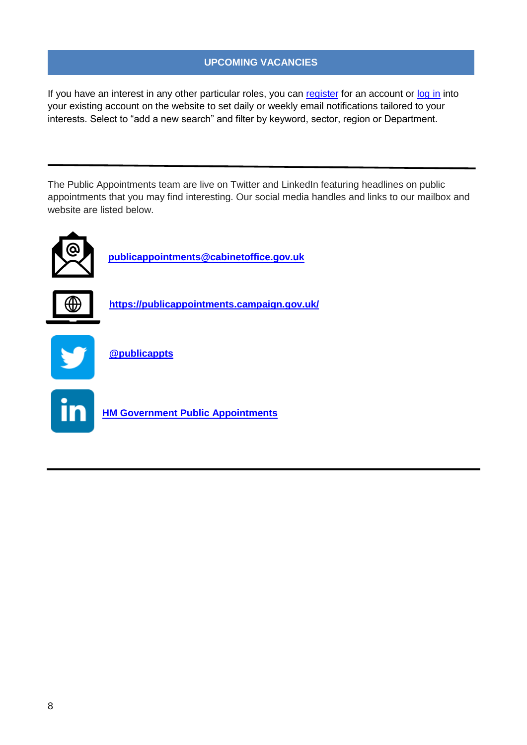## UPCOMING VACANCIES

If you have an interest in any other particular roles, you can register for an account or log in into your existing account on the website to set daily or weekly email notifications tailored to your interests. Select to "add a new search" and filter by keyword, sector, region or Department.

---

The Public Appointments team are live on Twitter and LinkedIn featuring headlines on public appointments that you may find interesting. Our social media handles and links to our mailbox and website are listed below.

**publicappointments@cabinetoffice.gov.uk**

**https://publicappointments.campaign.gov.uk/**

**@publicappts**

**HM Government Public Appointments**

---